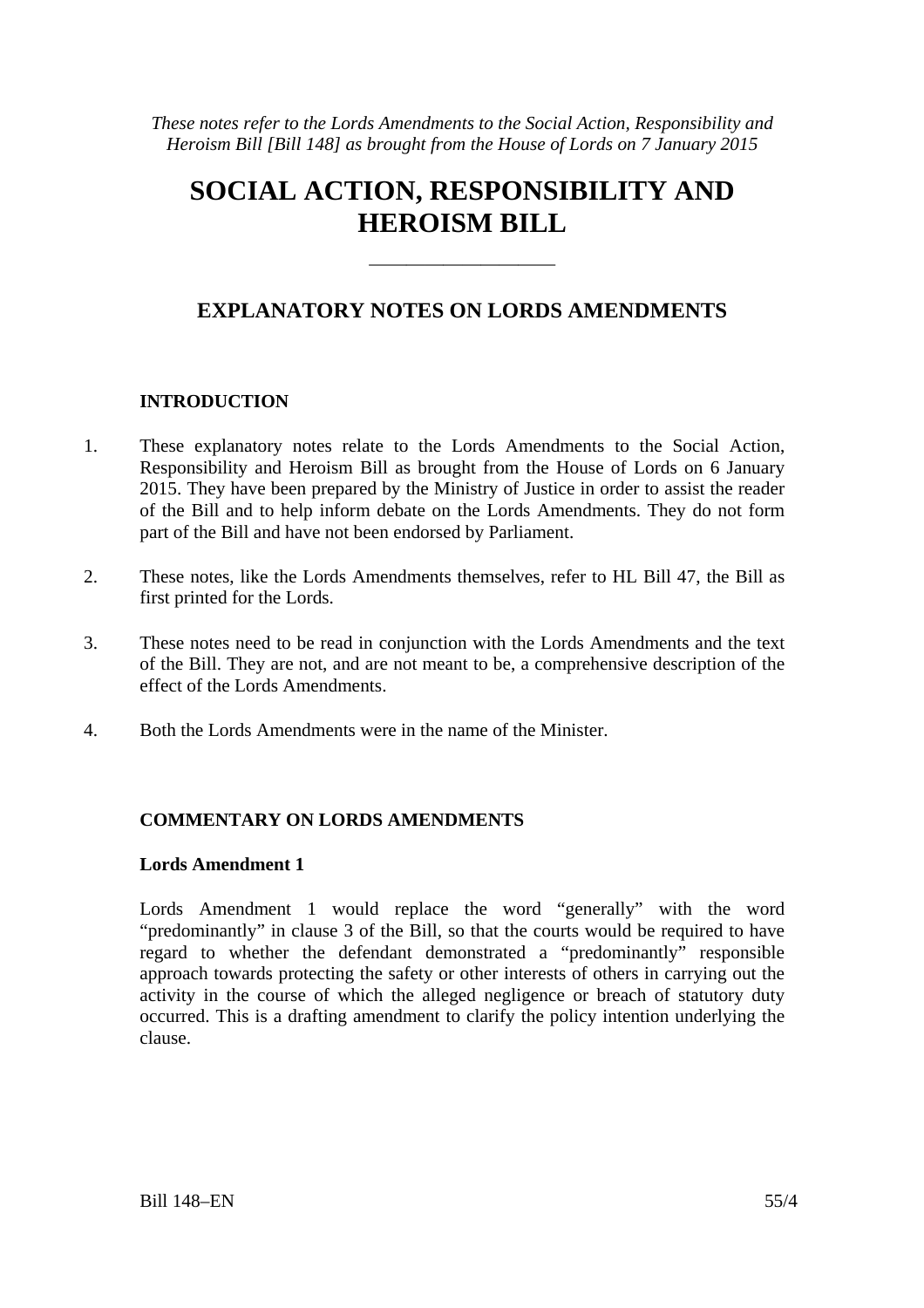*These notes refer to the Lords Amendments to the Social Action, Responsibility and Heroism Bill [Bill 148] as brought from the House of Lords on 7 January 2015*

# SOCIAL ACTION, RESPONSIBILITY AND HEROISM BILL

---

## EXPLANATORY NOTES ON LORDS AMENDMENTS

### INTRODUCTION

1. These explanatory notes relate to the Lords Amendments to the Social Action, Responsibility and Heroism Bill as brought from the House of Lords on 6 January 2015. They have been prepared by the Ministry of Justice in order to assist the reader of the Bill and to help inform debate on the Lords Amendments. They do not form part of the Bill and have not been endorsed by Parliament.

2. These notes, like the Lords Amendments themselves, refer to HL Bill 47, the Bill as first printed for the Lords.

3. These notes need to be read in conjunction with the Lords Amendments and the text of the Bill. They are not, and are not meant to be, a comprehensive description of the effect of the Lords Amendments.

4. Both the Lords Amendments were in the name of the Minister.

### COMMENTARY ON LORDS AMENDMENTS

**Lords Amendment 1**

Lords Amendment 1 would replace the word "generally" with the word "predominantly" in clause 3 of the Bill, so that the courts would be required to have regard to whether the defendant demonstrated a "predominantly" responsible approach towards protecting the safety or other interests of others in carrying out the activity in the course of which the alleged negligence or breach of statutory duty occurred. This is a drafting amendment to clarify the policy intention underlying the clause.

Bill 148–EN 55/4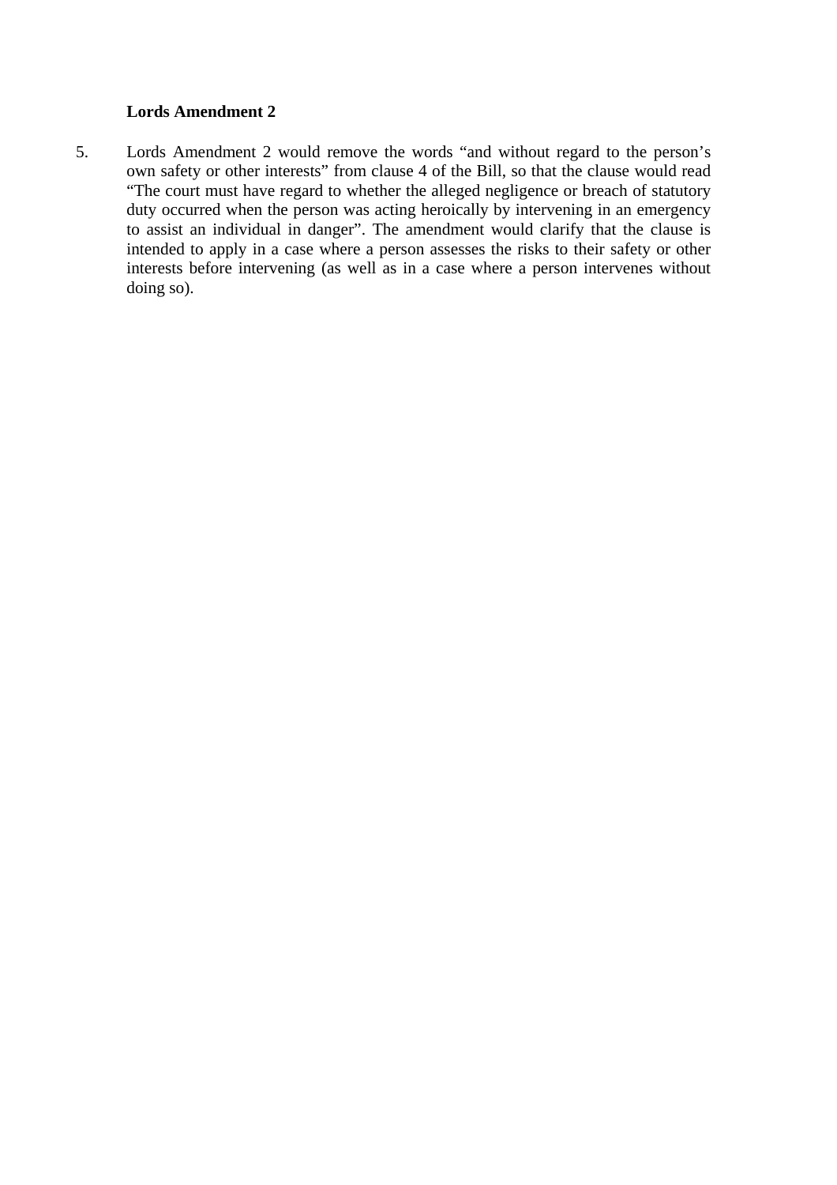**Lords Amendment 2**

5. Lords Amendment 2 would remove the words "and without regard to the person's own safety or other interests" from clause 4 of the Bill, so that the clause would read "The court must have regard to whether the alleged negligence or breach of statutory duty occurred when the person was acting heroically by intervening in an emergency to assist an individual in danger". The amendment would clarify that the clause is intended to apply in a case where a person assesses the risks to their safety or other interests before intervening (as well as in a case where a person intervenes without doing so).